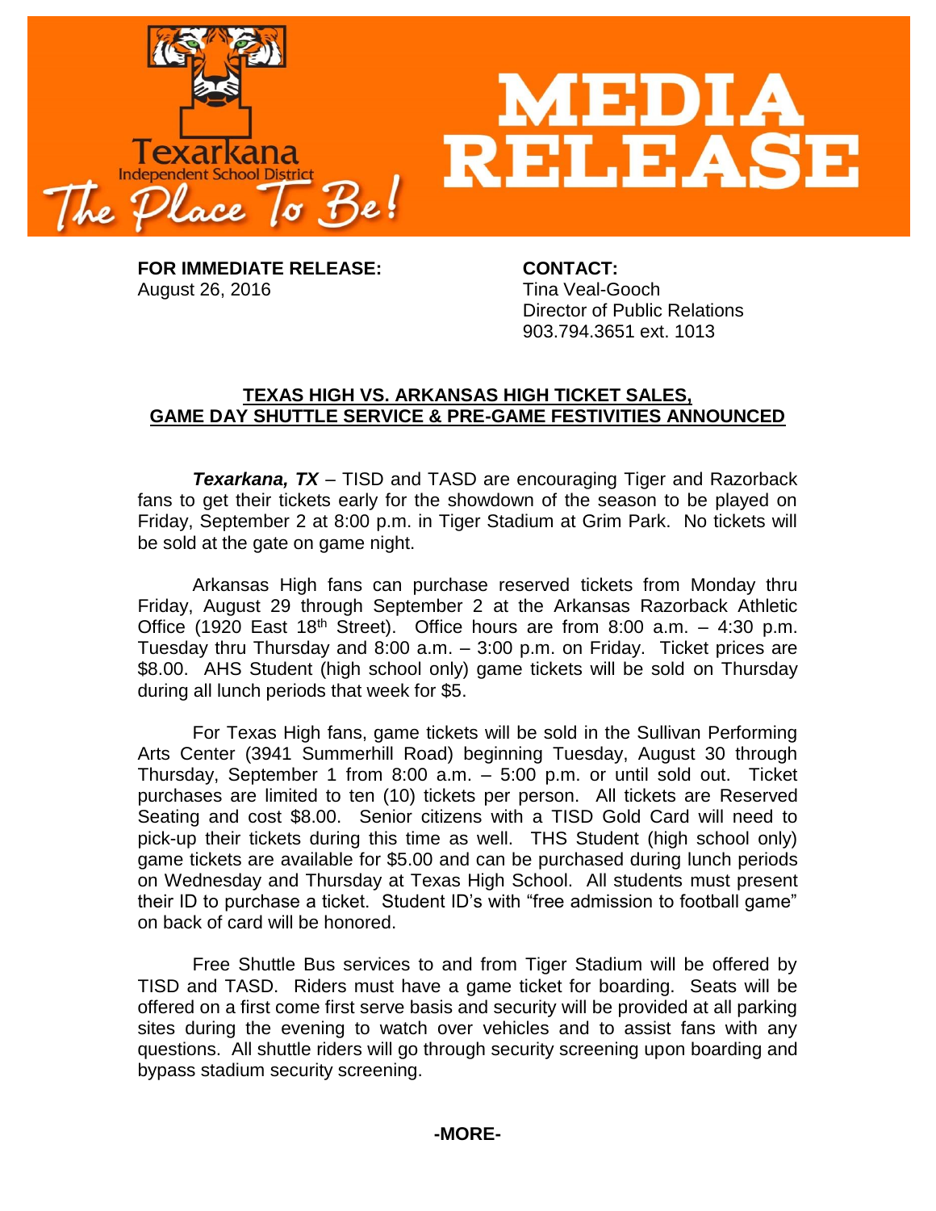# MEDIA RELEASE

Texarkana Independent School District

*The Place To Be!*

**FOR IMMEDIATE RELEASE:**
August 26, 2016

**CONTACT:**
Tina Veal-Gooch
Director of Public Relations
903.794.3651 ext. 1013

## TEXAS HIGH VS. ARKANSAS HIGH TICKET SALES, GAME DAY SHUTTLE SERVICE & PRE-GAME FESTIVITIES ANNOUNCED

***Texarkana, TX*** – TISD and TASD are encouraging Tiger and Razorback fans to get their tickets early for the showdown of the season to be played on Friday, September 2 at 8:00 p.m. in Tiger Stadium at Grim Park. No tickets will be sold at the gate on game night.

Arkansas High fans can purchase reserved tickets from Monday thru Friday, August 29 through September 2 at the Arkansas Razorback Athletic Office (1920 East 18th Street). Office hours are from 8:00 a.m. – 4:30 p.m. Tuesday thru Thursday and 8:00 a.m. – 3:00 p.m. on Friday. Ticket prices are $8.00. AHS Student (high school only) game tickets will be sold on Thursday during all lunch periods that week for $5.

For Texas High fans, game tickets will be sold in the Sullivan Performing Arts Center (3941 Summerhill Road) beginning Tuesday, August 30 through Thursday, September 1 from 8:00 a.m. – 5:00 p.m. or until sold out. Ticket purchases are limited to ten (10) tickets per person. All tickets are Reserved Seating and cost $8.00. Senior citizens with a TISD Gold Card will need to pick-up their tickets during this time as well. THS Student (high school only) game tickets are available for $5.00 and can be purchased during lunch periods on Wednesday and Thursday at Texas High School. All students must present their ID to purchase a ticket. Student ID's with "free admission to football game" on back of card will be honored.

Free Shuttle Bus services to and from Tiger Stadium will be offered by TISD and TASD. Riders must have a game ticket for boarding. Seats will be offered on a first come first serve basis and security will be provided at all parking sites during the evening to watch over vehicles and to assist fans with any questions. All shuttle riders will go through security screening upon boarding and bypass stadium security screening.

**-MORE-**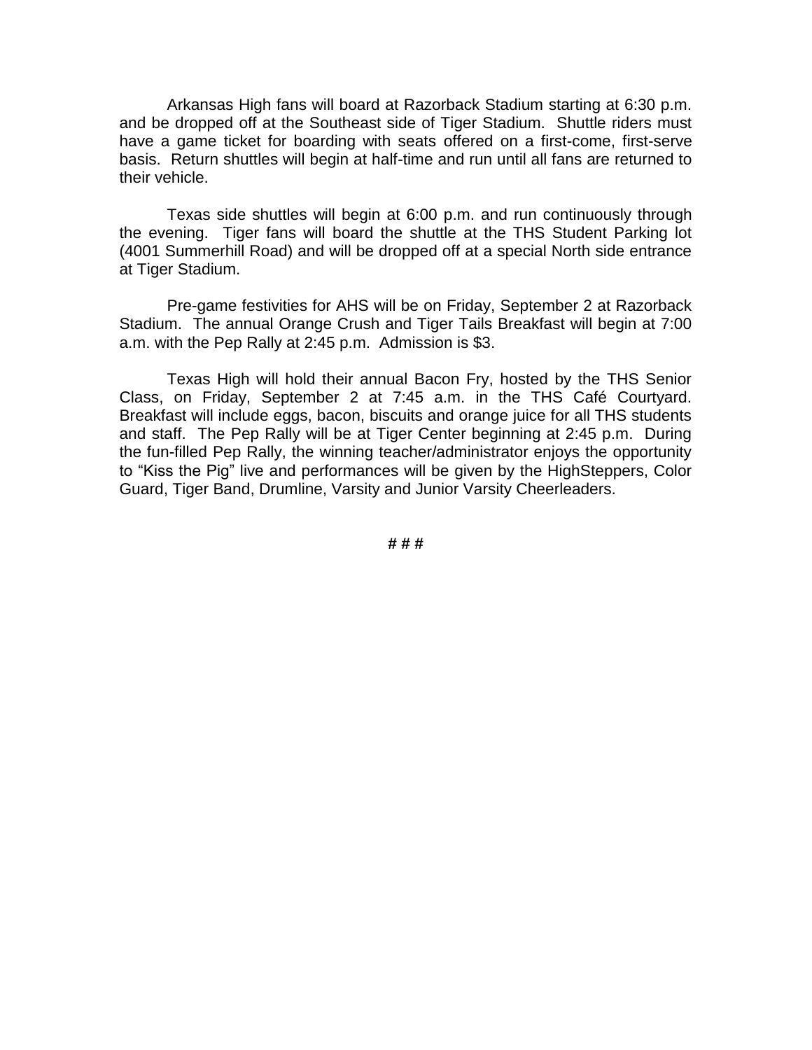Arkansas High fans will board at Razorback Stadium starting at 6:30 p.m. and be dropped off at the Southeast side of Tiger Stadium. Shuttle riders must have a game ticket for boarding with seats offered on a first-come, first-serve basis. Return shuttles will begin at half-time and run until all fans are returned to their vehicle.

Texas side shuttles will begin at 6:00 p.m. and run continuously through the evening. Tiger fans will board the shuttle at the THS Student Parking lot (4001 Summerhill Road) and will be dropped off at a special North side entrance at Tiger Stadium.

Pre-game festivities for AHS will be on Friday, September 2 at Razorback Stadium. The annual Orange Crush and Tiger Tails Breakfast will begin at 7:00 a.m. with the Pep Rally at 2:45 p.m. Admission is $3.

Texas High will hold their annual Bacon Fry, hosted by the THS Senior Class, on Friday, September 2 at 7:45 a.m. in the THS Café Courtyard. Breakfast will include eggs, bacon, biscuits and orange juice for all THS students and staff. The Pep Rally will be at Tiger Center beginning at 2:45 p.m. During the fun-filled Pep Rally, the winning teacher/administrator enjoys the opportunity to "Kiss the Pig" live and performances will be given by the HighSteppers, Color Guard, Tiger Band, Drumline, Varsity and Junior Varsity Cheerleaders.

# # #